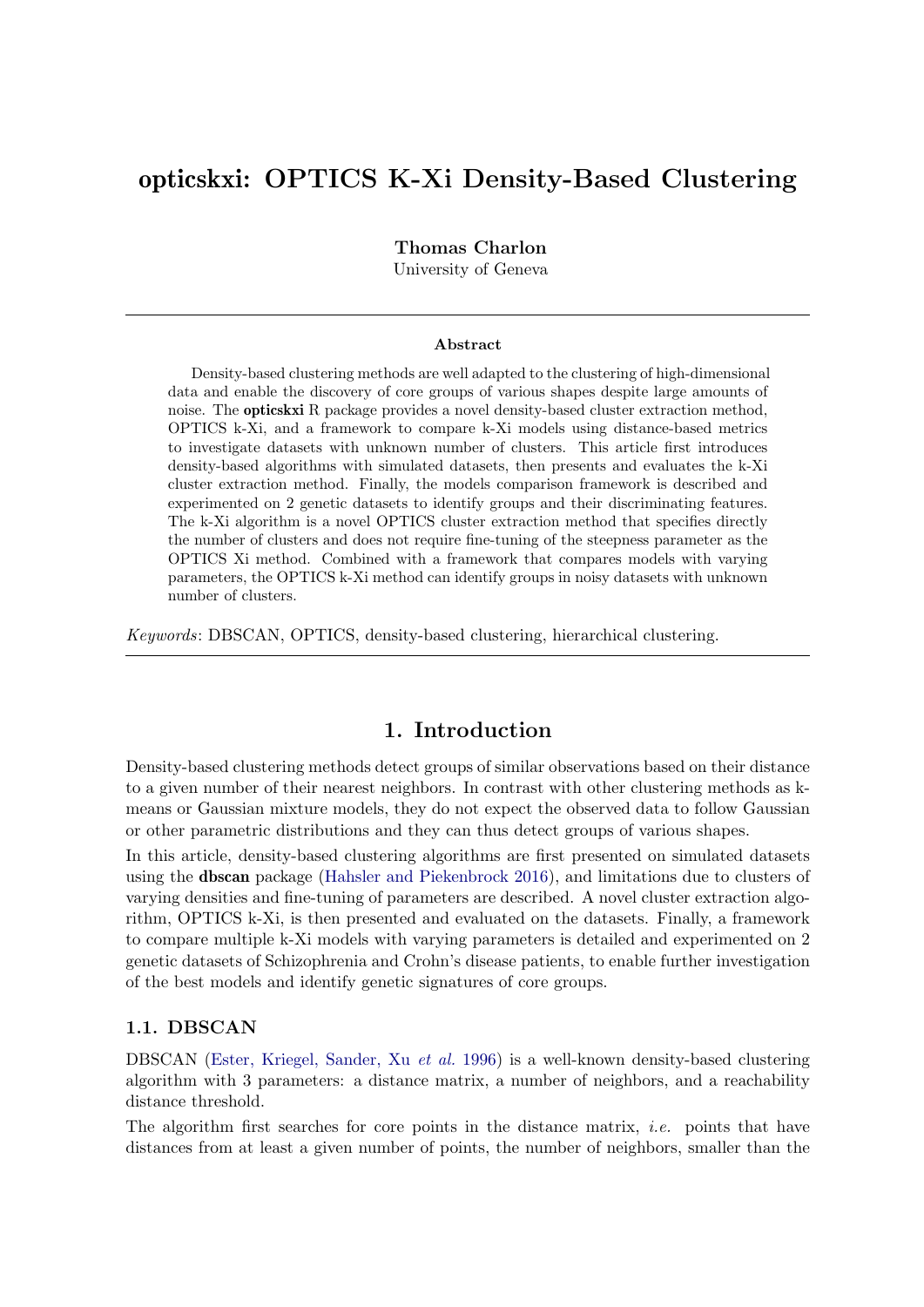# opticskxi: OPTICS K-Xi Density-Based Clustering

**Thomas Charlon**
University of Geneva

**Abstract**

Density-based clustering methods are well adapted to the clustering of high-dimensional data and enable the discovery of core groups of various shapes despite large amounts of noise. The **opticskxi** R package provides a novel density-based cluster extraction method, OPTICS k-Xi, and a framework to compare k-Xi models using distance-based metrics to investigate datasets with unknown number of clusters. This article first introduces density-based algorithms with simulated datasets, then presents and evaluates the k-Xi cluster extraction method. Finally, the models comparison framework is described and experimented on 2 genetic datasets to identify groups and their discriminating features. The k-Xi algorithm is a novel OPTICS cluster extraction method that specifies directly the number of clusters and does not require fine-tuning of the steepness parameter as the OPTICS Xi method. Combined with a framework that compares models with varying parameters, the OPTICS k-Xi method can identify groups in noisy datasets with unknown number of clusters.

*Keywords*: DBSCAN, OPTICS, density-based clustering, hierarchical clustering.

## 1. Introduction

Density-based clustering methods detect groups of similar observations based on their distance to a given number of their nearest neighbors. In contrast with other clustering methods as k-means or Gaussian mixture models, they do not expect the observed data to follow Gaussian or other parametric distributions and they can thus detect groups of various shapes.

In this article, density-based clustering algorithms are first presented on simulated datasets using the **dbscan** package (Hahsler and Piekenbrock 2016), and limitations due to clusters of varying densities and fine-tuning of parameters are described. A novel cluster extraction algorithm, OPTICS k-Xi, is then presented and evaluated on the datasets. Finally, a framework to compare multiple k-Xi models with varying parameters is detailed and experimented on 2 genetic datasets of Schizophrenia and Crohn's disease patients, to enable further investigation of the best models and identify genetic signatures of core groups.

### 1.1. DBSCAN

DBSCAN (Ester, Kriegel, Sander, Xu *et al.* 1996) is a well-known density-based clustering algorithm with 3 parameters: a distance matrix, a number of neighbors, and a reachability distance threshold.

The algorithm first searches for core points in the distance matrix, *i.e.* points that have distances from at least a given number of points, the number of neighbors, smaller than the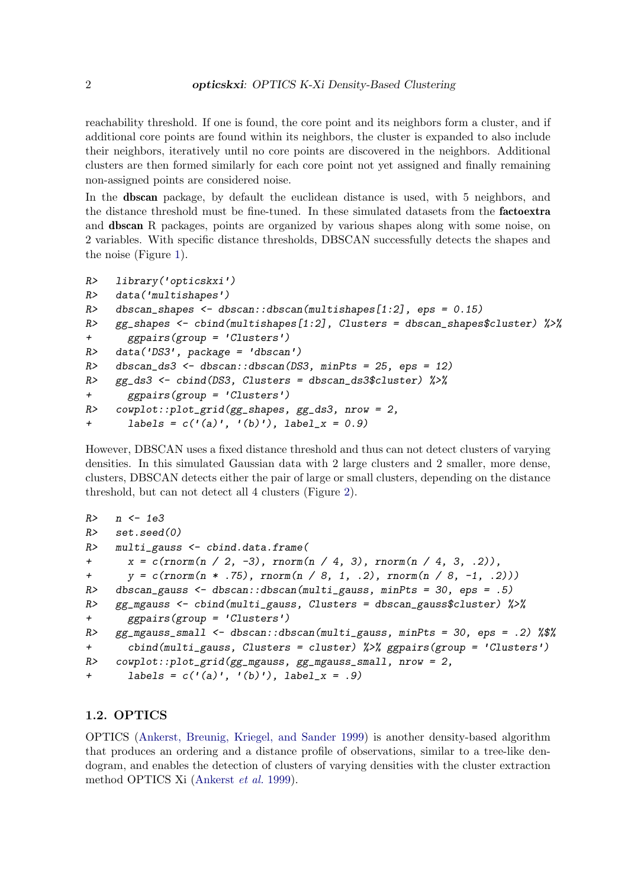reachability threshold. If one is found, the core point and its neighbors form a cluster, and if additional core points are found within its neighbors, the cluster is expanded to also include their neighbors, iteratively until no core points are discovered in the neighbors. Additional clusters are then formed similarly for each core point not yet assigned and finally remaining non-assigned points are considered noise.

In the **dbscan** package, by default the euclidean distance is used, with 5 neighbors, and the distance threshold must be fine-tuned. In these simulated datasets from the **factoextra** and **dbscan** R packages, points are organized by various shapes along with some noise, on 2 variables. With specific distance thresholds, DBSCAN successfully detects the shapes and the noise (Figure 1).

```
R>   library('opticskxi')
R>   data('multishapes')
R>   dbscan_shapes <- dbscan::dbscan(multishapes[1:2], eps = 0.15)
R>   gg_shapes <- cbind(multishapes[1:2], Clusters = dbscan_shapes$cluster) %>%
+      ggpairs(group = 'Clusters')
R>   data('DS3', package = 'dbscan')
R>   dbscan_ds3 <- dbscan::dbscan(DS3, minPts = 25, eps = 12)
R>   gg_ds3 <- cbind(DS3, Clusters = dbscan_ds3$cluster) %>%
+      ggpairs(group = 'Clusters')
R>   cowplot::plot_grid(gg_shapes, gg_ds3, nrow = 2,
+      labels = c('(a)', '(b)'), label_x = 0.9)
```

However, DBSCAN uses a fixed distance threshold and thus can not detect clusters of varying densities. In this simulated Gaussian data with 2 large clusters and 2 smaller, more dense, clusters, DBSCAN detects either the pair of large or small clusters, depending on the distance threshold, but can not detect all 4 clusters (Figure 2).

```
R>   n <- 1e3
R>   set.seed(0)
R>   multi_gauss <- cbind.data.frame(
+      x = c(rnorm(n / 2, -3), rnorm(n / 4, 3), rnorm(n / 4, 3, .2)),
+      y = c(rnorm(n * .75), rnorm(n / 8, 1, .2), rnorm(n / 8, -1, .2)))
R>   dbscan_gauss <- dbscan::dbscan(multi_gauss, minPts = 30, eps = .5)
R>   gg_mgauss <- cbind(multi_gauss, Clusters = dbscan_gauss$cluster) %>%
+      ggpairs(group = 'Clusters')
R>   gg_mgauss_small <- dbscan::dbscan(multi_gauss, minPts = 30, eps = .2) %$%
+      cbind(multi_gauss, Clusters = cluster) %>% ggpairs(group = 'Clusters')
R>   cowplot::plot_grid(gg_mgauss, gg_mgauss_small, nrow = 2,
+      labels = c('(a)', '(b)'), label_x = .9)
```

### 1.2. OPTICS

OPTICS (Ankerst, Breunig, Kriegel, and Sander 1999) is another density-based algorithm that produces an ordering and a distance profile of observations, similar to a tree-like dendogram, and enables the detection of clusters of varying densities with the cluster extraction method OPTICS Xi (Ankerst *et al.* 1999).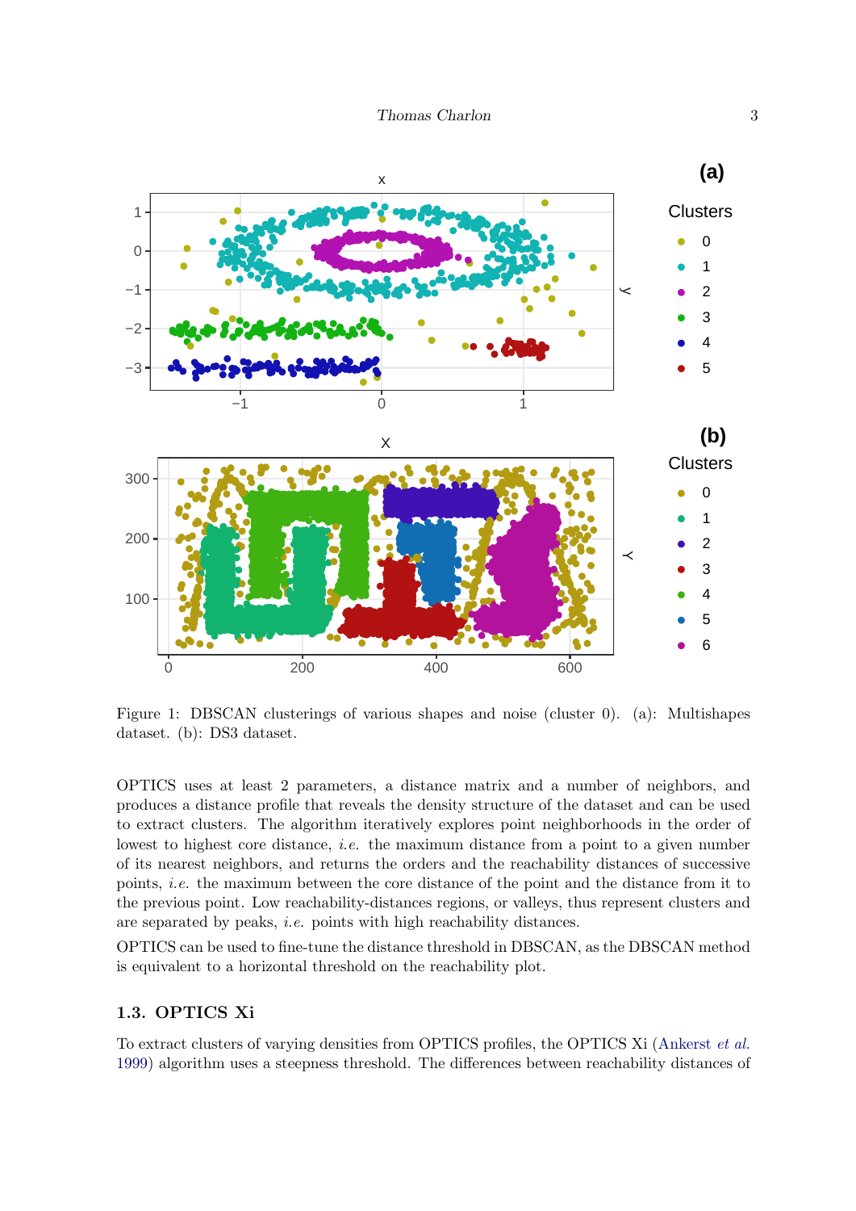Figure 1: DBSCAN clusterings of various shapes and noise (cluster 0). (a): Multishapes dataset. (b): DS3 dataset.

OPTICS uses at least 2 parameters, a distance matrix and a number of neighbors, and produces a distance profile that reveals the density structure of the dataset and can be used to extract clusters. The algorithm iteratively explores point neighborhoods in the order of lowest to highest core distance, *i.e.* the maximum distance from a point to a given number of its nearest neighbors, and returns the orders and the reachability distances of successive points, *i.e.* the maximum between the core distance of the point and the distance from it to the previous point. Low reachability-distances regions, or valleys, thus represent clusters and are separated by peaks, *i.e.* points with high reachability distances.

OPTICS can be used to fine-tune the distance threshold in DBSCAN, as the DBSCAN method is equivalent to a horizontal threshold on the reachability plot.

### 1.3. OPTICS Xi

To extract clusters of varying densities from OPTICS profiles, the OPTICS Xi (Ankerst *et al.* 1999) algorithm uses a steepness threshold. The differences between reachability distances of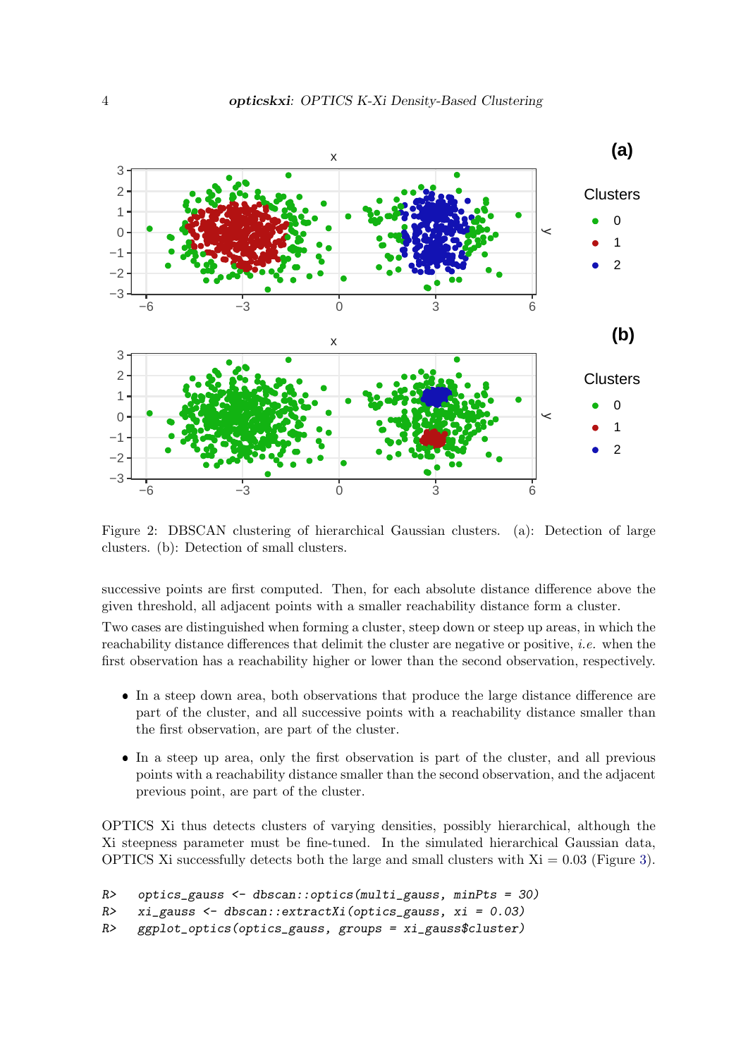Figure 2: DBSCAN clustering of hierarchical Gaussian clusters. (a): Detection of large clusters. (b): Detection of small clusters.

successive points are first computed. Then, for each absolute distance difference above the given threshold, all adjacent points with a smaller reachability distance form a cluster.

Two cases are distinguished when forming a cluster, steep down or steep up areas, in which the reachability distance differences that delimit the cluster are negative or positive, *i.e.* when the first observation has a reachability higher or lower than the second observation, respectively.

- In a steep down area, both observations that produce the large distance difference are part of the cluster, and all successive points with a reachability distance smaller than the first observation, are part of the cluster.
- In a steep up area, only the first observation is part of the cluster, and all previous points with a reachability distance smaller than the second observation, and the adjacent previous point, are part of the cluster.

OPTICS Xi thus detects clusters of varying densities, possibly hierarchical, although the Xi steepness parameter must be fine-tuned. In the simulated hierarchical Gaussian data, OPTICS Xi successfully detects both the large and small clusters with Xi = 0.03 (Figure 3).

```
R>   optics_gauss <- dbscan::optics(multi_gauss, minPts = 30)
R>   xi_gauss <- dbscan::extractXi(optics_gauss, xi = 0.03)
R>   ggplot_optics(optics_gauss, groups = xi_gauss$cluster)
```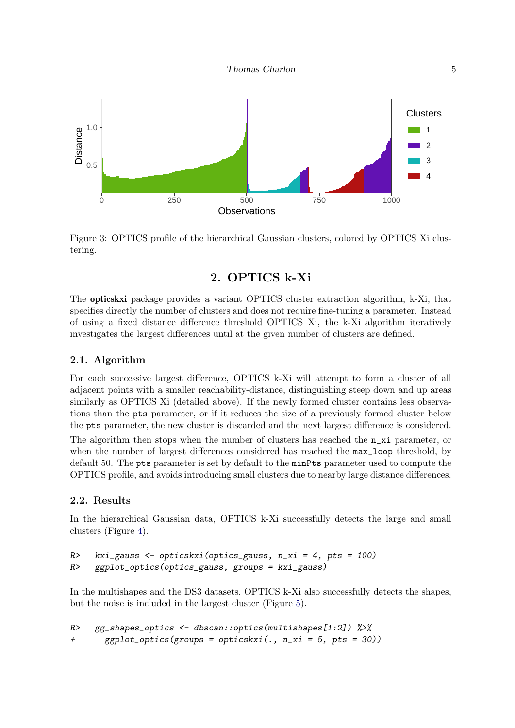Figure 3: OPTICS profile of the hierarchical Gaussian clusters, colored by OPTICS Xi clustering.

## 2. OPTICS k-Xi

The **opticskxi** package provides a variant OPTICS cluster extraction algorithm, k-Xi, that specifies directly the number of clusters and does not require fine-tuning a parameter. Instead of using a fixed distance difference threshold OPTICS Xi, the k-Xi algorithm iteratively investigates the largest differences until at the given number of clusters are defined.

### 2.1. Algorithm

For each successive largest difference, OPTICS k-Xi will attempt to form a cluster of all adjacent points with a smaller reachability-distance, distinguishing steep down and up areas similarly as OPTICS Xi (detailed above). If the newly formed cluster contains less observations than the `pts` parameter, or if it reduces the size of a previously formed cluster below the `pts` parameter, the new cluster is discarded and the next largest difference is considered.

The algorithm then stops when the number of clusters has reached the `n_xi` parameter, or when the number of largest differences considered has reached the `max_loop` threshold, by default 50. The `pts` parameter is set by default to the `minPts` parameter used to compute the OPTICS profile, and avoids introducing small clusters due to nearby large distance differences.

### 2.2. Results

In the hierarchical Gaussian data, OPTICS k-Xi successfully detects the large and small clusters (Figure 4).

```
R>   kxi_gauss <- opticskxi(optics_gauss, n_xi = 4, pts = 100)
R>   ggplot_optics(optics_gauss, groups = kxi_gauss)
```

In the multishapes and the DS3 datasets, OPTICS k-Xi also successfully detects the shapes, but the noise is included in the largest cluster (Figure 5).

```
R>   gg_shapes_optics <- dbscan::optics(multishapes[1:2]) %>%
+      ggplot_optics(groups = opticskxi(., n_xi = 5, pts = 30))
```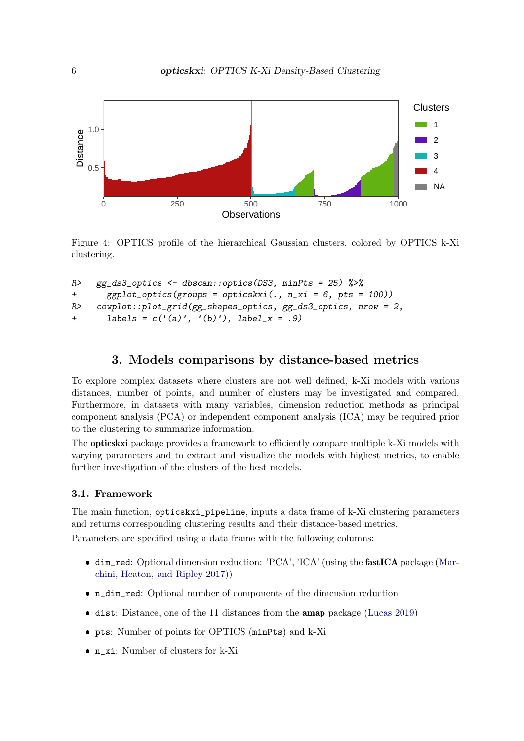Figure 4: OPTICS profile of the hierarchical Gaussian clusters, colored by OPTICS k-Xi clustering.

```
R>  gg_ds3_optics <- dbscan::optics(DS3, minPts = 25) %>%
+     ggplot_optics(groups = opticskxi(., n_xi = 6, pts = 100))
R>  cowplot::plot_grid(gg_shapes_optics, gg_ds3_optics, nrow = 2,
+     labels = c('(a)', '(b)'), label_x = .9)
```

## 3. Models comparisons by distance-based metrics

To explore complex datasets where clusters are not well defined, k-Xi models with various distances, number of points, and number of clusters may be investigated and compared. Furthermore, in datasets with many variables, dimension reduction methods as principal component analysis (PCA) or independent component analysis (ICA) may be required prior to the clustering to summarize information.

The **opticskxi** package provides a framework to efficiently compare multiple k-Xi models with varying parameters and to extract and visualize the models with highest metrics, to enable further investigation of the clusters of the best models.

### 3.1. Framework

The main function, `opticskxi_pipeline`, inputs a data frame of k-Xi clustering parameters and returns corresponding clustering results and their distance-based metrics.

Parameters are specified using a data frame with the following columns:

- `dim_red`: Optional dimension reduction: 'PCA', 'ICA' (using the **fastICA** package (Marchini, Heaton, and Ripley 2017))
- `n_dim_red`: Optional number of components of the dimension reduction
- `dist`: Distance, one of the 11 distances from the **amap** package (Lucas 2019)
- `pts`: Number of points for OPTICS (`minPts`) and k-Xi
- `n_xi`: Number of clusters for k-Xi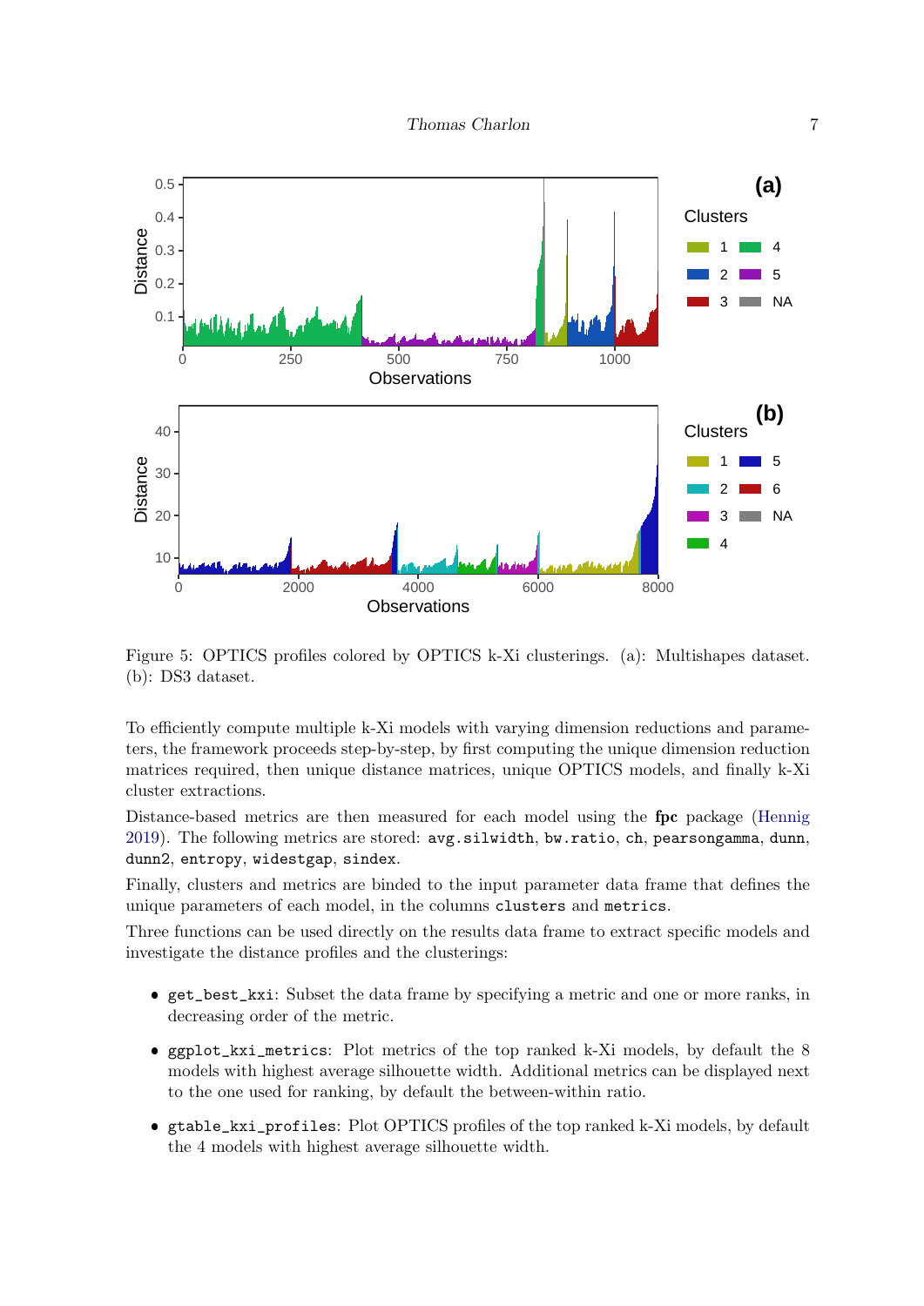Figure 5: OPTICS profiles colored by OPTICS k-Xi clusterings. (a): Multishapes dataset. (b): DS3 dataset.

To efficiently compute multiple k-Xi models with varying dimension reductions and parameters, the framework proceeds step-by-step, by first computing the unique dimension reduction matrices required, then unique distance matrices, unique OPTICS models, and finally k-Xi cluster extractions.

Distance-based metrics are then measured for each model using the **fpc** package (Hennig 2019). The following metrics are stored: `avg.silwidth`, `bw.ratio`, `ch`, `pearsongamma`, `dunn`, `dunn2`, `entropy`, `widestgap`, `sindex`.

Finally, clusters and metrics are binded to the input parameter data frame that defines the unique parameters of each model, in the columns `clusters` and `metrics`.

Three functions can be used directly on the results data frame to extract specific models and investigate the distance profiles and the clusterings:

- `get_best_kxi`: Subset the data frame by specifying a metric and one or more ranks, in decreasing order of the metric.
- `ggplot_kxi_metrics`: Plot metrics of the top ranked k-Xi models, by default the 8 models with highest average silhouette width. Additional metrics can be displayed next to the one used for ranking, by default the between-within ratio.
- `gtable_kxi_profiles`: Plot OPTICS profiles of the top ranked k-Xi models, by default the 4 models with highest average silhouette width.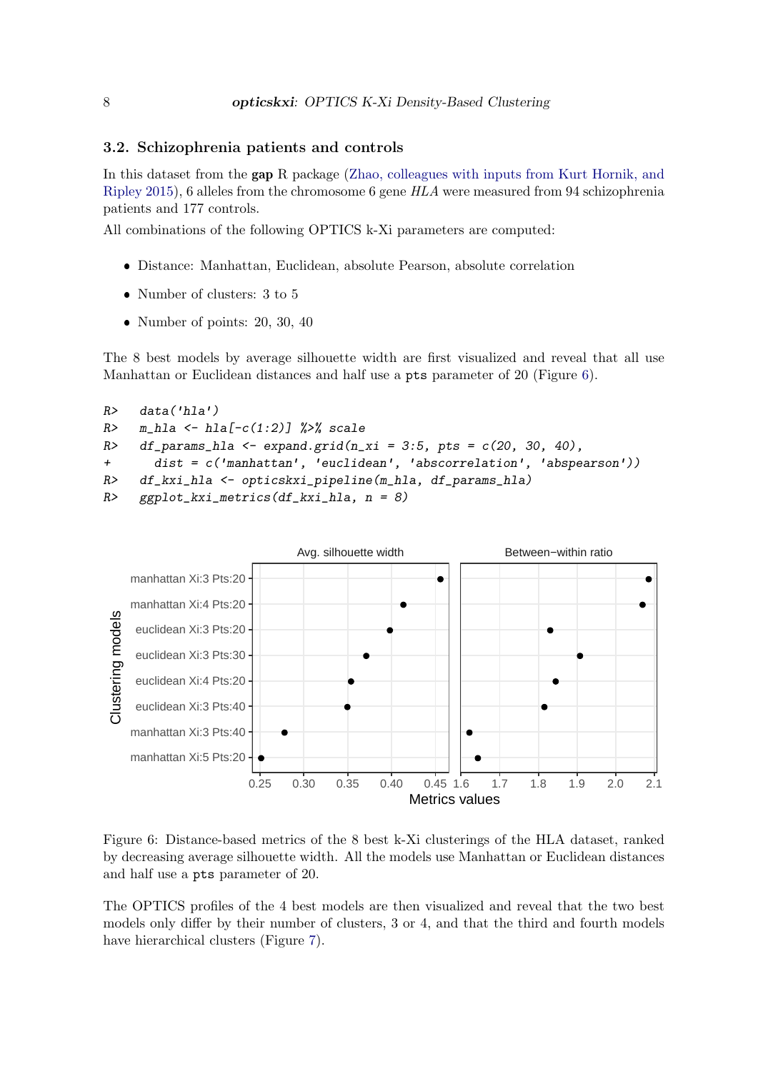### 3.2. Schizophrenia patients and controls

In this dataset from the **gap** R package (Zhao, colleagues with inputs from Kurt Hornik, and Ripley 2015), 6 alleles from the chromosome 6 gene *HLA* were measured from 94 schizophrenia patients and 177 controls.

All combinations of the following OPTICS k-Xi parameters are computed:

- Distance: Manhattan, Euclidean, absolute Pearson, absolute correlation
- Number of clusters: 3 to 5
- Number of points: 20, 30, 40

The 8 best models by average silhouette width are first visualized and reveal that all use Manhattan or Euclidean distances and half use a `pts` parameter of 20 (Figure 6).

```
R>   data('hla')
R>   m_hla <- hla[-c(1:2)] %>% scale
R>   df_params_hla <- expand.grid(n_xi = 3:5, pts = c(20, 30, 40),
+      dist = c('manhattan', 'euclidean', 'abscorrelation', 'abspearson'))
R>   df_kxi_hla <- opticskxi_pipeline(m_hla, df_params_hla)
R>   ggplot_kxi_metrics(df_kxi_hla, n = 8)
```

Figure 6: Distance-based metrics of the 8 best k-Xi clusterings of the HLA dataset, ranked by decreasing average silhouette width. All the models use Manhattan or Euclidean distances and half use a `pts` parameter of 20.

The OPTICS profiles of the 4 best models are then visualized and reveal that the two best models only differ by their number of clusters, 3 or 4, and that the third and fourth models have hierarchical clusters (Figure 7).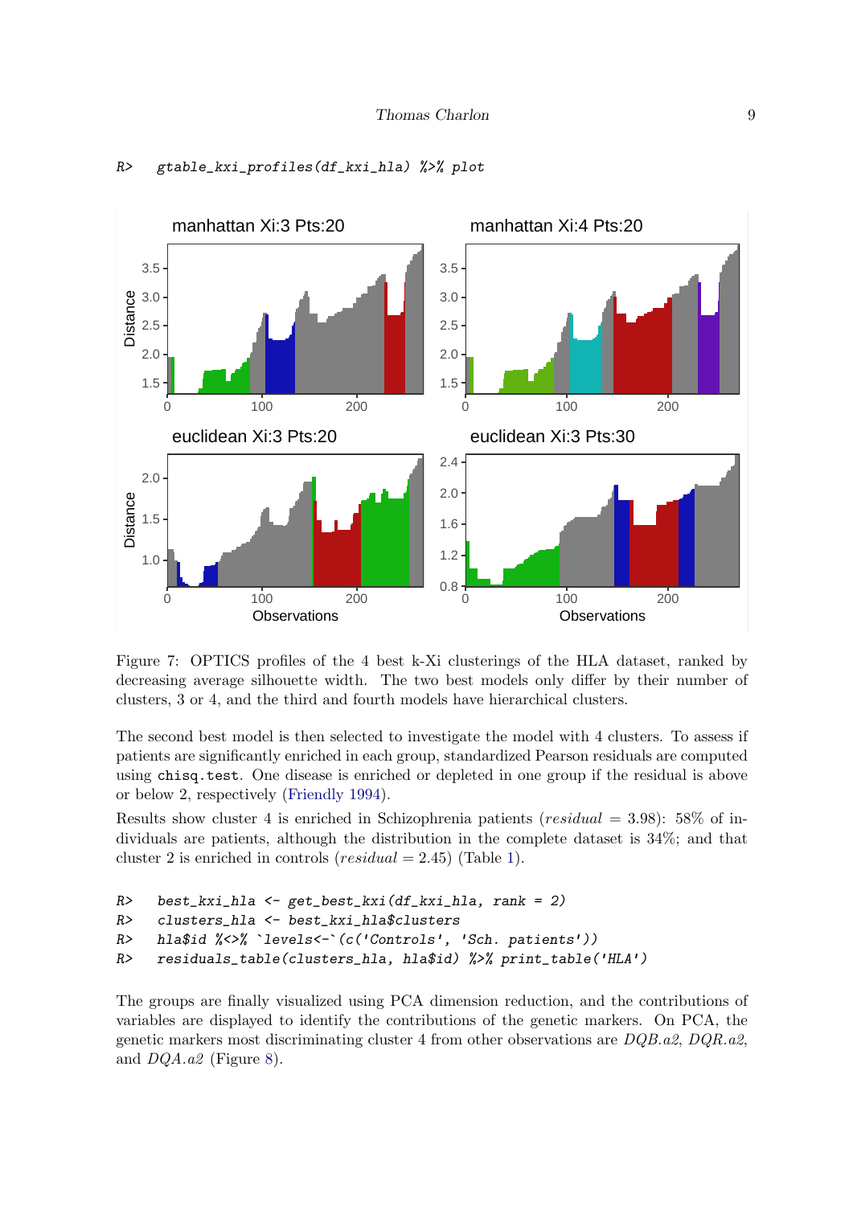```
R>   gtable_kxi_profiles(df_kxi_hla) %>% plot
```

Figure 7: OPTICS profiles of the 4 best k-Xi clusterings of the HLA dataset, ranked by decreasing average silhouette width. The two best models only differ by their number of clusters, 3 or 4, and the third and fourth models have hierarchical clusters.

The second best model is then selected to investigate the model with 4 clusters. To assess if patients are significantly enriched in each group, standardized Pearson residuals are computed using `chisq.test`. One disease is enriched or depleted in one group if the residual is above or below 2, respectively (Friendly 1994).

Results show cluster 4 is enriched in Schizophrenia patients ($residual = 3.98$): 58% of individuals are patients, although the distribution in the complete dataset is 34%; and that cluster 2 is enriched in controls ($residual = 2.45$) (Table 1).

```
R>   best_kxi_hla <- get_best_kxi(df_kxi_hla, rank = 2)
R>   clusters_hla <- best_kxi_hla$clusters
R>   hla$id %<>% `levels<-`(c('Controls', 'Sch. patients'))
R>   residuals_table(clusters_hla, hla$id) %>% print_table('HLA')
```

The groups are finally visualized using PCA dimension reduction, and the contributions of variables are displayed to identify the contributions of the genetic markers. On PCA, the genetic markers most discriminating cluster 4 from other observations are *DQB.a2*, *DQR.a2*, and *DQA.a2* (Figure 8).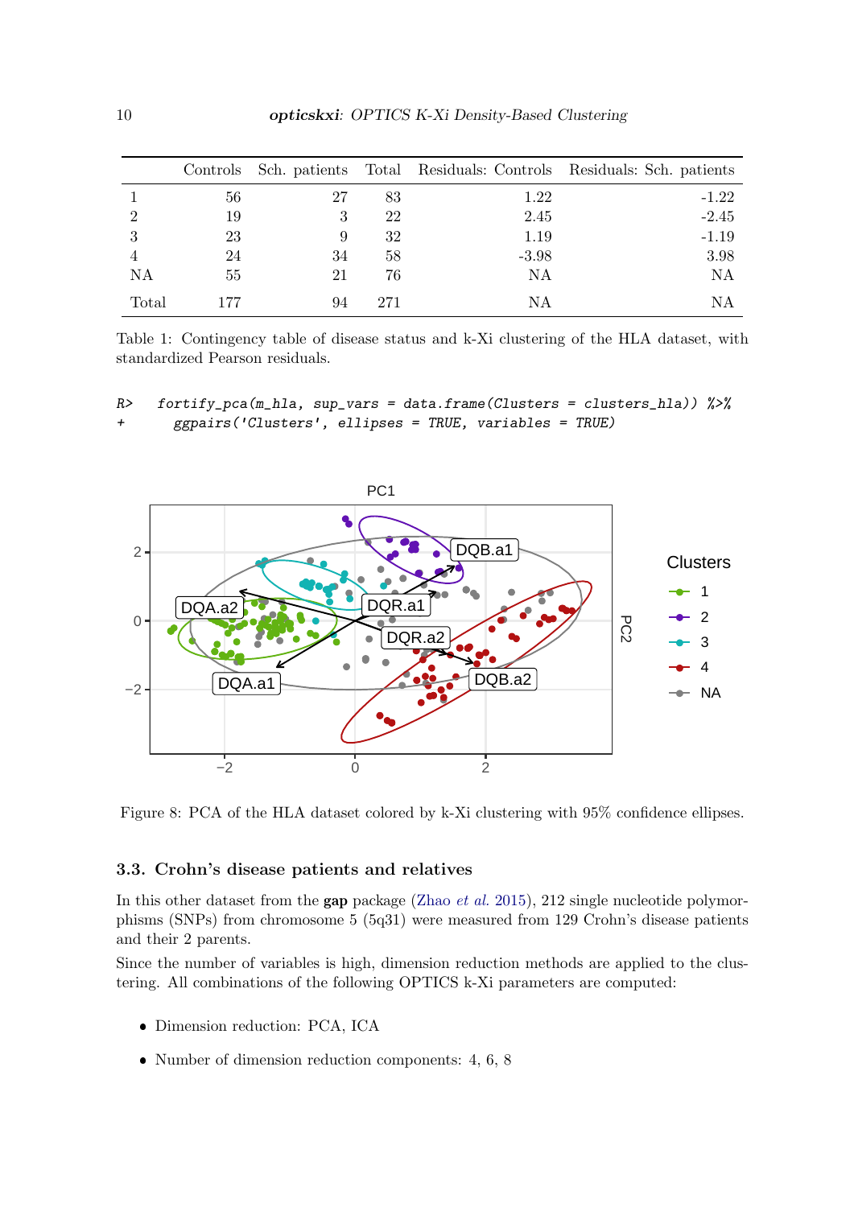|  | Controls | Sch. patients | Total | Residuals: Controls | Residuals: Sch. patients |
|---|---|---|---|---|---|
| 1 | 56 | 27 | 83 | 1.22 | -1.22 |
| 2 | 19 | 3 | 22 | 2.45 | -2.45 |
| 3 | 23 | 9 | 32 | 1.19 | -1.19 |
| 4 | 24 | 34 | 58 | -3.98 | 3.98 |
| NA | 55 | 21 | 76 | NA | NA |
| Total | 177 | 94 | 271 | NA | NA |

Table 1: Contingency table of disease status and k-Xi clustering of the HLA dataset, with standardized Pearson residuals.

```
R>   fortify_pca(m_hla, sup_vars = data.frame(Clusters = clusters_hla)) %>%
+      ggpairs('Clusters', ellipses = TRUE, variables = TRUE)
```

Figure 8: PCA of the HLA dataset colored by k-Xi clustering with 95% confidence ellipses.

### 3.3. Crohn's disease patients and relatives

In this other dataset from the **gap** package (Zhao *et al.* 2015), 212 single nucleotide polymorphisms (SNPs) from chromosome 5 (5q31) were measured from 129 Crohn's disease patients and their 2 parents.

Since the number of variables is high, dimension reduction methods are applied to the clustering. All combinations of the following OPTICS k-Xi parameters are computed:

- Dimension reduction: PCA, ICA
- Number of dimension reduction components: 4, 6, 8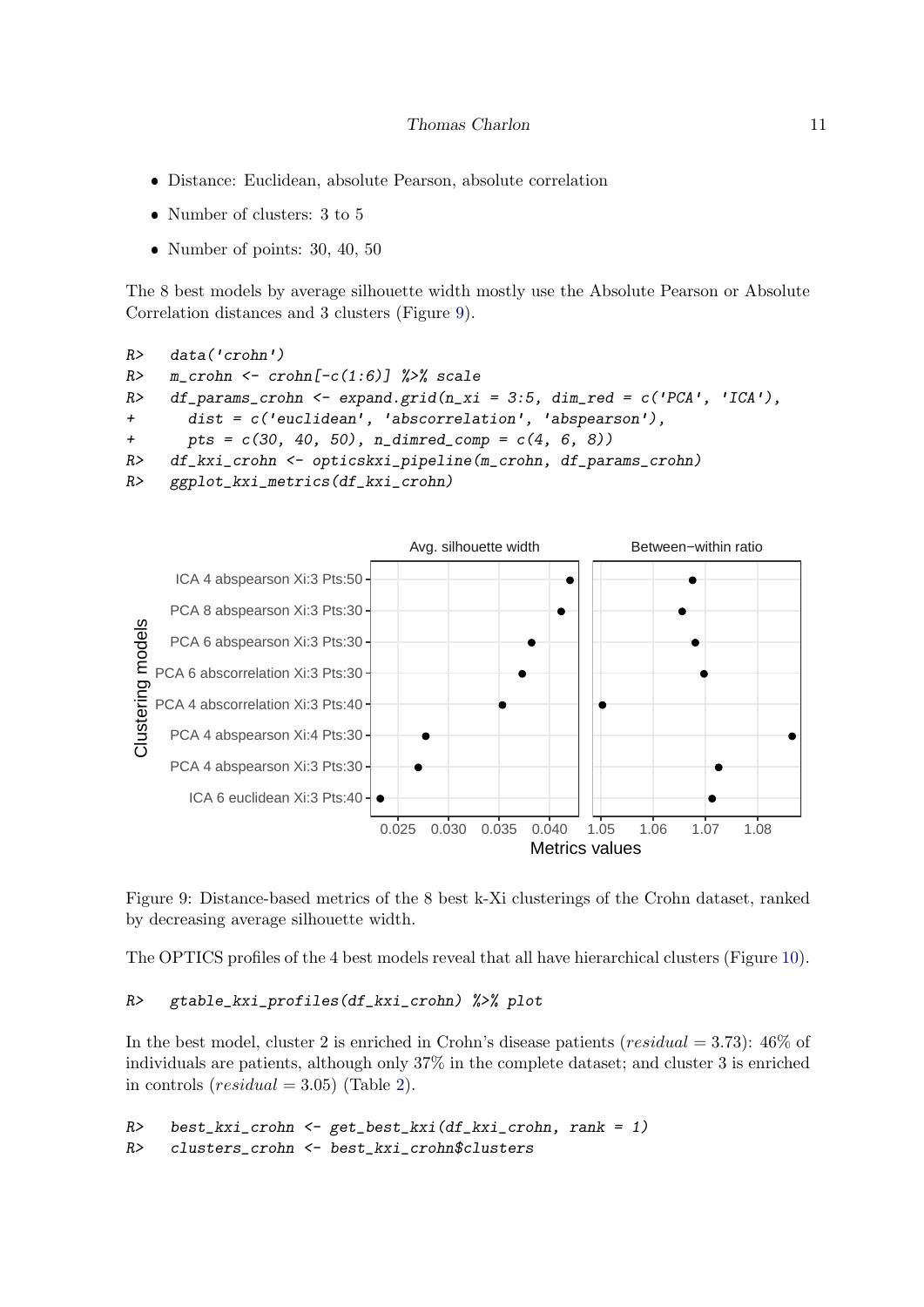- Distance: Euclidean, absolute Pearson, absolute correlation
- Number of clusters: 3 to 5
- Number of points: 30, 40, 50

The 8 best models by average silhouette width mostly use the Absolute Pearson or Absolute Correlation distances and 3 clusters (Figure 9).

```
R>   data('crohn')
R>   m_crohn <- crohn[-c(1:6)] %>% scale
R>   df_params_crohn <- expand.grid(n_xi = 3:5, dim_red = c('PCA', 'ICA'),
+      dist = c('euclidean', 'abscorrelation', 'abspearson'),
+      pts = c(30, 40, 50), n_dimred_comp = c(4, 6, 8))
R>   df_kxi_crohn <- opticskxi_pipeline(m_crohn, df_params_crohn)
R>   ggplot_kxi_metrics(df_kxi_crohn)
```

Figure 9: Distance-based metrics of the 8 best k-Xi clusterings of the Crohn dataset, ranked by decreasing average silhouette width.

The OPTICS profiles of the 4 best models reveal that all have hierarchical clusters (Figure 10).

```
R>   gtable_kxi_profiles(df_kxi_crohn) %>% plot
```

In the best model, cluster 2 is enriched in Crohn's disease patients ($residual = 3.73$): 46% of individuals are patients, although only 37% in the complete dataset; and cluster 3 is enriched in controls ($residual = 3.05$) (Table 2).

```
R>   best_kxi_crohn <- get_best_kxi(df_kxi_crohn, rank = 1)
R>   clusters_crohn <- best_kxi_crohn$clusters
```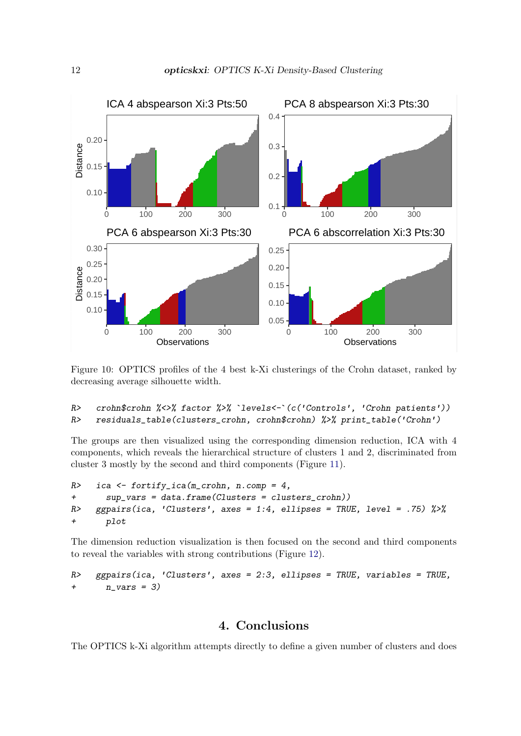Figure 10: OPTICS profiles of the 4 best k-Xi clusterings of the Crohn dataset, ranked by decreasing average silhouette width.

```
R>   crohn$crohn %<>% factor %>% `levels<-`(c('Controls', 'Crohn patients'))
R>   residuals_table(clusters_crohn, crohn$crohn) %>% print_table('Crohn')
```

The groups are then visualized using the corresponding dimension reduction, ICA with 4 components, which reveals the hierarchical structure of clusters 1 and 2, discriminated from cluster 3 mostly by the second and third components (Figure 11).

```
R>   ica <- fortify_ica(m_crohn, n.comp = 4,
+      sup_vars = data.frame(Clusters = clusters_crohn))
R>   ggpairs(ica, 'Clusters', axes = 1:4, ellipses = TRUE, level = .75) %>%
+      plot
```

The dimension reduction visualization is then focused on the second and third components to reveal the variables with strong contributions (Figure 12).

```
R>   ggpairs(ica, 'Clusters', axes = 2:3, ellipses = TRUE, variables = TRUE,
+      n_vars = 3)
```

## 4. Conclusions

The OPTICS k-Xi algorithm attempts directly to define a given number of clusters and does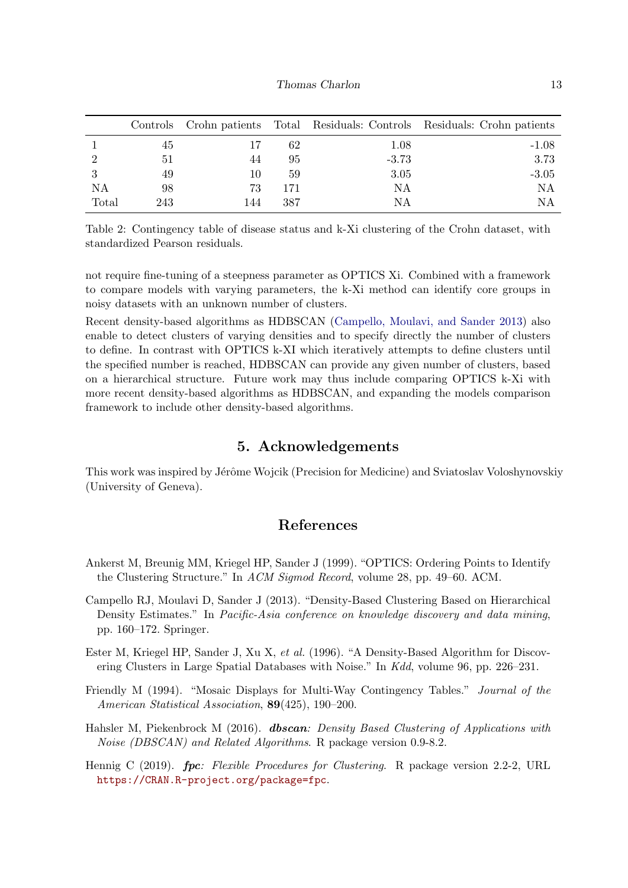|  | Controls | Crohn patients | Total | Residuals: Controls | Residuals: Crohn patients |
|---|---|---|---|---|---|
| 1 | 45 | 17 | 62 | 1.08 | -1.08 |
| 2 | 51 | 44 | 95 | -3.73 | 3.73 |
| 3 | 49 | 10 | 59 | 3.05 | -3.05 |
| NA | 98 | 73 | 171 | NA | NA |
| Total | 243 | 144 | 387 | NA | NA |

Table 2: Contingency table of disease status and k-Xi clustering of the Crohn dataset, with standardized Pearson residuals.

not require fine-tuning of a steepness parameter as OPTICS Xi. Combined with a framework to compare models with varying parameters, the k-Xi method can identify core groups in noisy datasets with an unknown number of clusters.

Recent density-based algorithms as HDBSCAN (Campello, Moulavi, and Sander 2013) also enable to detect clusters of varying densities and to specify directly the number of clusters to define. In contrast with OPTICS k-XI which iteratively attempts to define clusters until the specified number is reached, HDBSCAN can provide any given number of clusters, based on a hierarchical structure. Future work may thus include comparing OPTICS k-Xi with more recent density-based algorithms as HDBSCAN, and expanding the models comparison framework to include other density-based algorithms.

## 5. Acknowledgements

This work was inspired by Jérôme Wojcik (Precision for Medicine) and Sviatoslav Voloshynovskiy (University of Geneva).

## References

Ankerst M, Breunig MM, Kriegel HP, Sander J (1999). "OPTICS: Ordering Points to Identify the Clustering Structure." In *ACM Sigmod Record*, volume 28, pp. 49–60. ACM.

Campello RJ, Moulavi D, Sander J (2013). "Density-Based Clustering Based on Hierarchical Density Estimates." In *Pacific-Asia conference on knowledge discovery and data mining*, pp. 160–172. Springer.

Ester M, Kriegel HP, Sander J, Xu X, *et al.* (1996). "A Density-Based Algorithm for Discovering Clusters in Large Spatial Databases with Noise." In *Kdd*, volume 96, pp. 226–231.

Friendly M (1994). "Mosaic Displays for Multi-Way Contingency Tables." *Journal of the American Statistical Association*, **89**(425), 190–200.

Hahsler M, Piekenbrock M (2016). ***dbscan**: Density Based Clustering of Applications with Noise (DBSCAN) and Related Algorithms*. R package version 0.9-8.2.

Hennig C (2019). ***fpc**: Flexible Procedures for Clustering*. R package version 2.2-2, URL https://CRAN.R-project.org/package=fpc.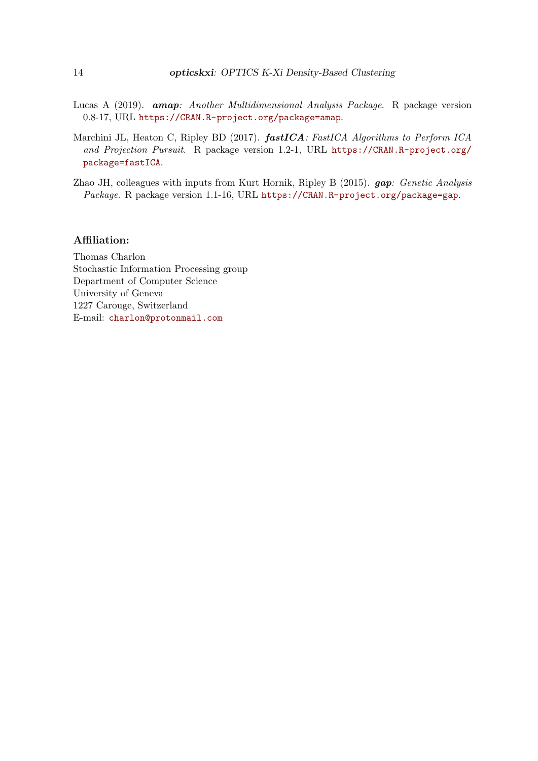Lucas A (2019). ***amap**: Another Multidimensional Analysis Package*. R package version 0.8-17, URL https://CRAN.R-project.org/package=amap.

Marchini JL, Heaton C, Ripley BD (2017). ***fastICA**: FastICA Algorithms to Perform ICA and Projection Pursuit*. R package version 1.2-1, URL https://CRAN.R-project.org/package=fastICA.

Zhao JH, colleagues with inputs from Kurt Hornik, Ripley B (2015). ***gap**: Genetic Analysis Package*. R package version 1.1-16, URL https://CRAN.R-project.org/package=gap.

### Affiliation:

Thomas Charlon  
Stochastic Information Processing group  
Department of Computer Science  
University of Geneva  
1227 Carouge, Switzerland  
E-mail: charlon@protonmail.com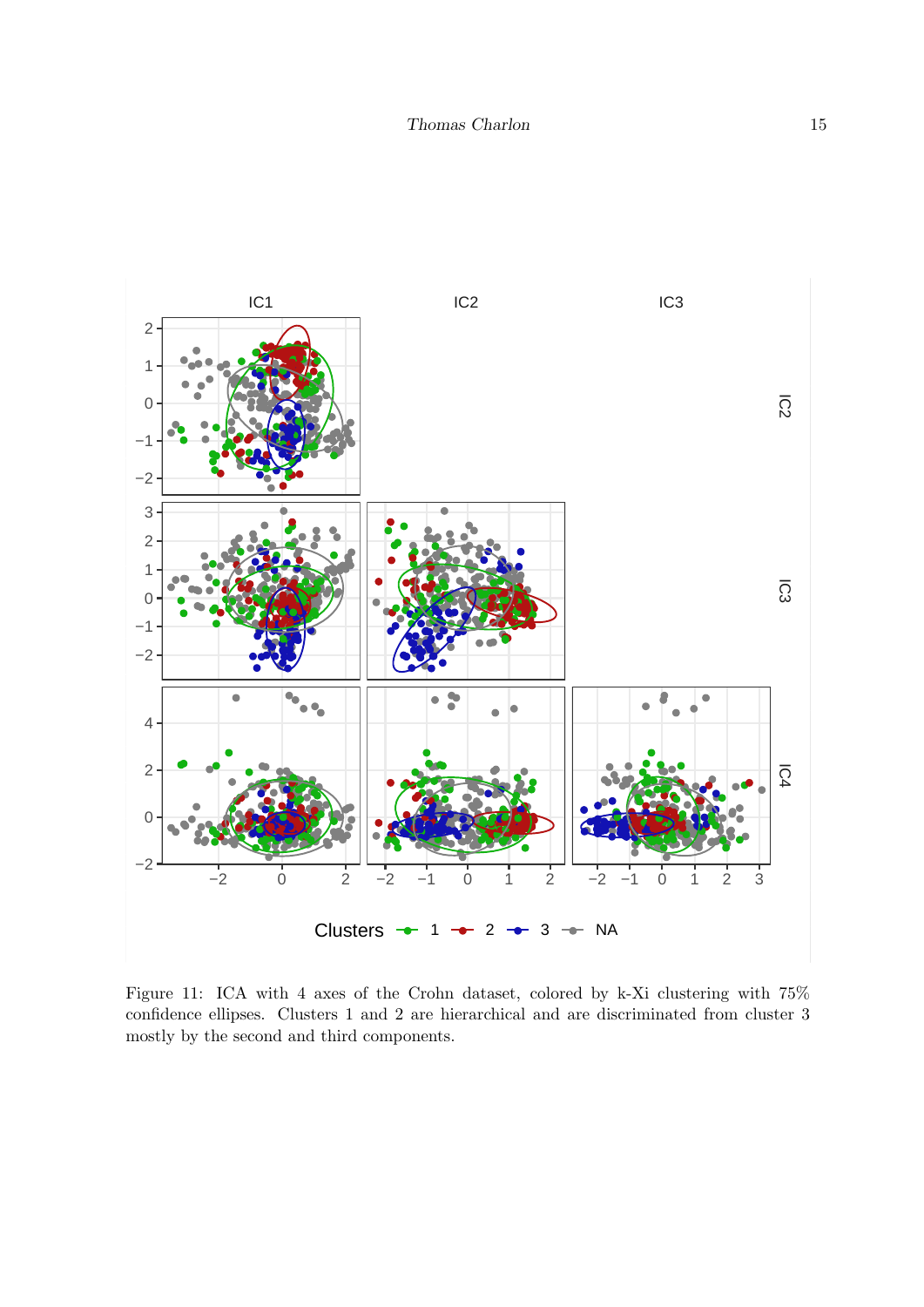Figure 11: ICA with 4 axes of the Crohn dataset, colored by k-Xi clustering with 75% confidence ellipses. Clusters 1 and 2 are hierarchical and are discriminated from cluster 3 mostly by the second and third components.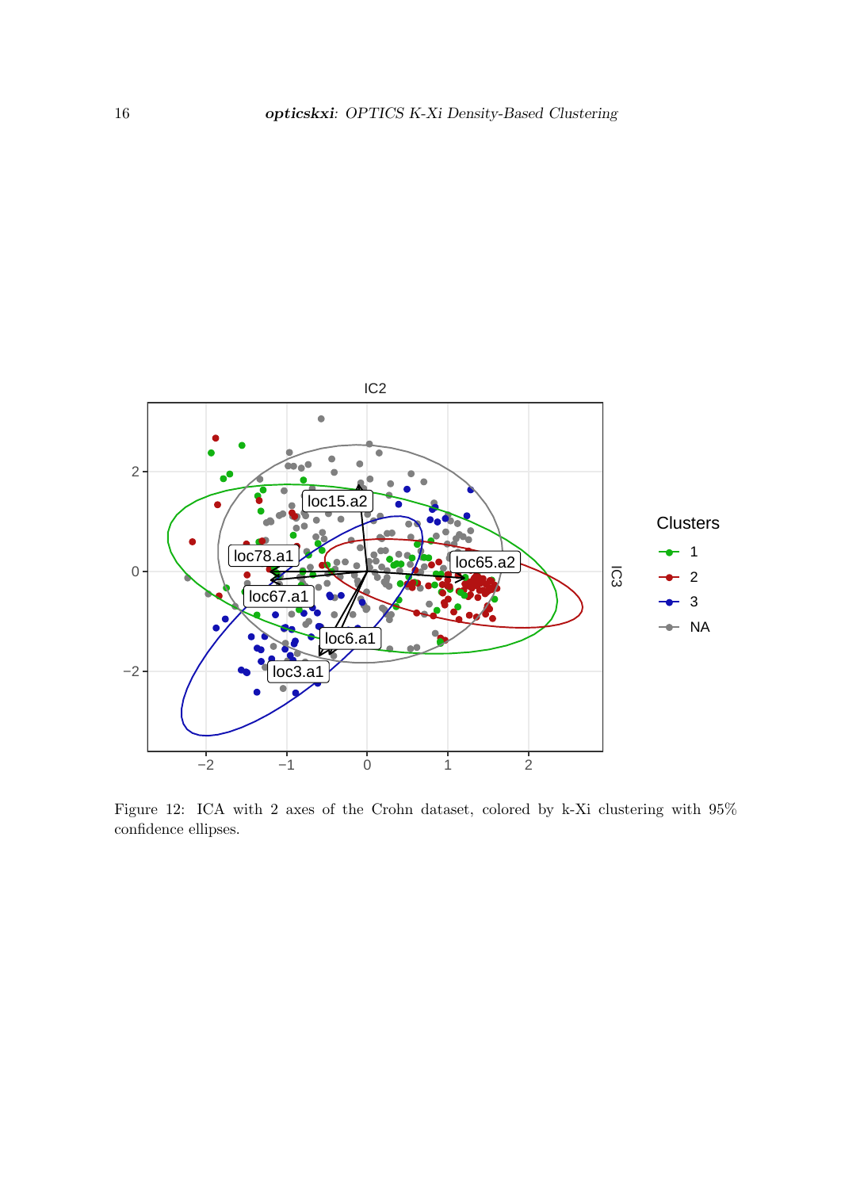IC2

2

0

−2

−2

−1

0

1

2

IC3

loc15.a2

loc78.a1

loc65.a2

loc67.a1

loc6.a1

loc3.a1

Clusters

1

2

3

NA

Figure 12: ICA with 2 axes of the Crohn dataset, colored by k-Xi clustering with 95% confidence ellipses.